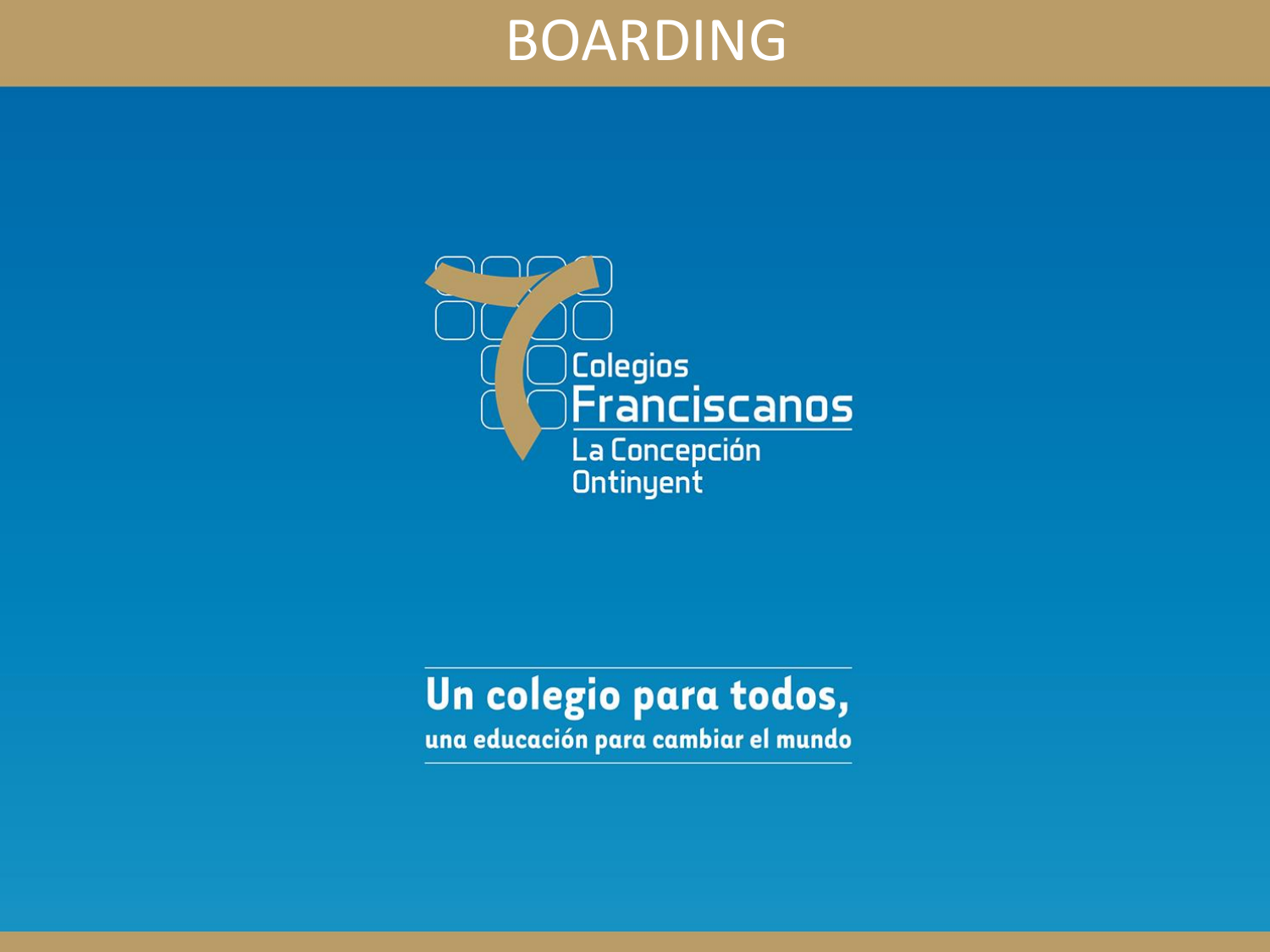# BOARDING

Colegios
Franciscanos
La Concepción
Ontinyent

**Un colegio para todos,**
**una educación para cambiar el mundo**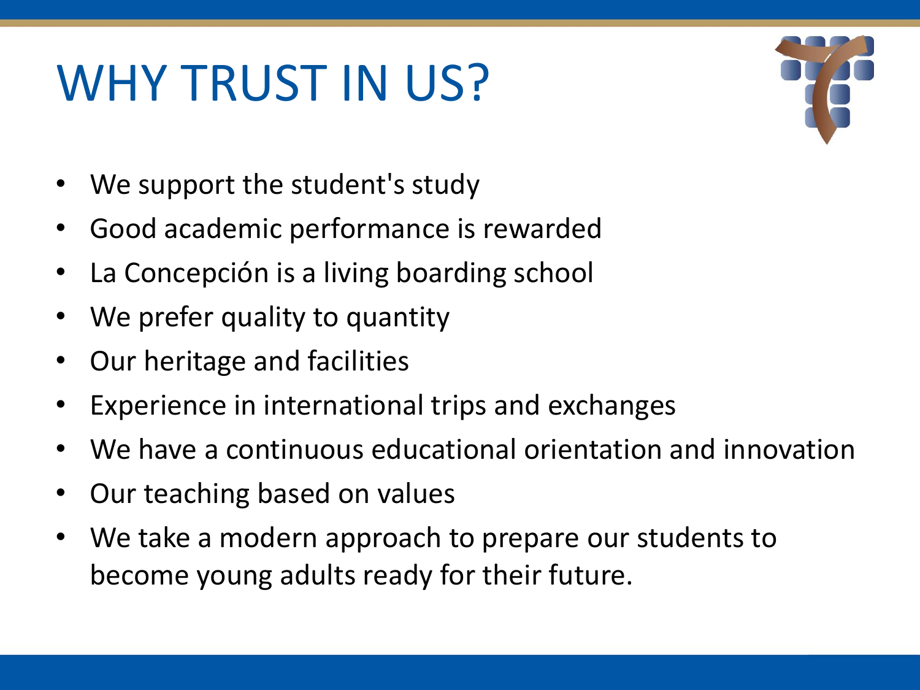# WHY TRUST IN US?

- We support the student's study
- Good academic performance is rewarded
- La Concepción is a living boarding school
- We prefer quality to quantity
- Our heritage and facilities
- Experience in international trips and exchanges
- We have a continuous educational orientation and innovation
- Our teaching based on values
- We take a modern approach to prepare our students to become young adults ready for their future.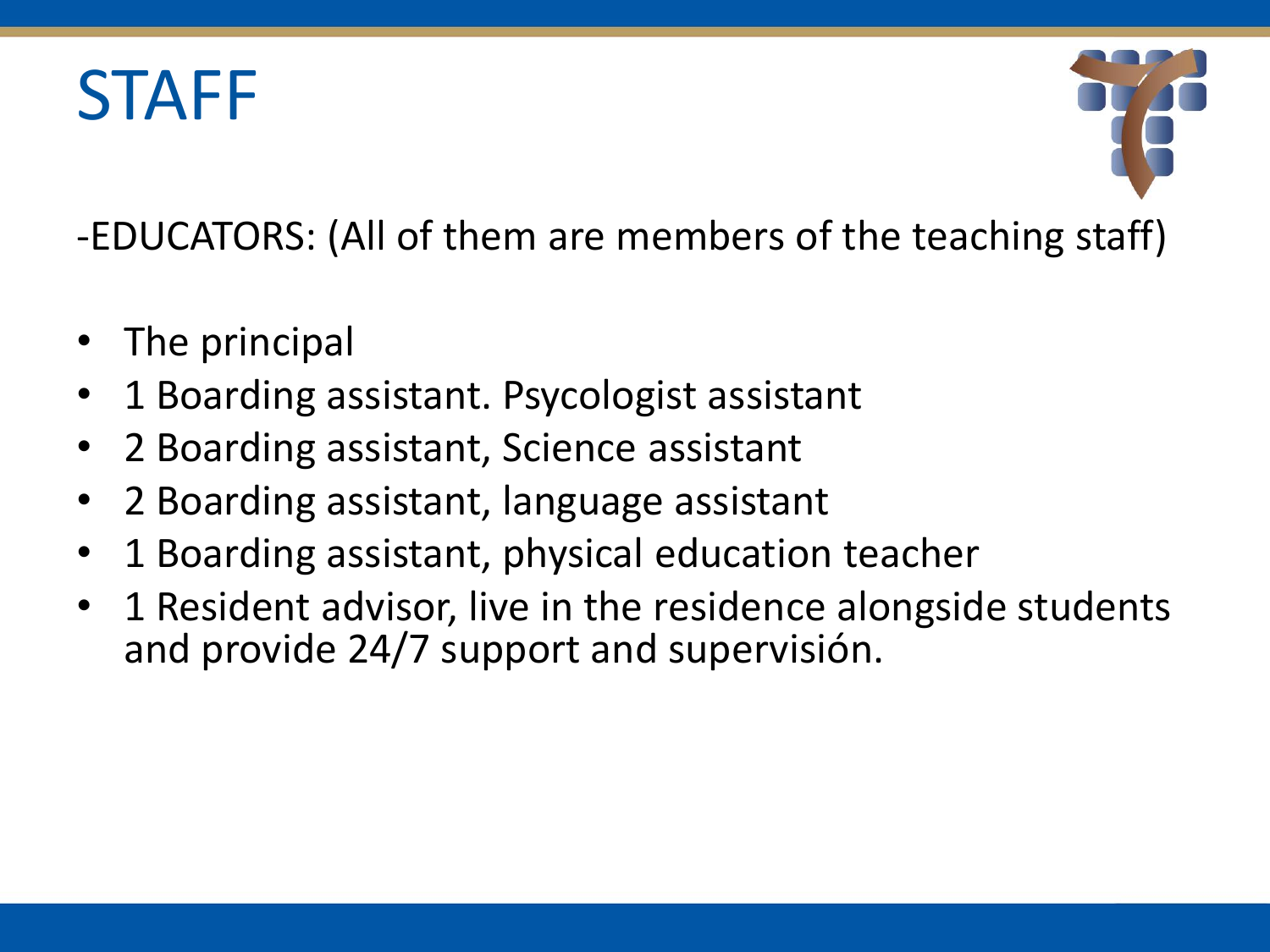# STAFF

-EDUCATORS: (All of them are members of the teaching staff)

- The principal
- 1 Boarding assistant. Psycologist assistant
- 2 Boarding assistant, Science assistant
- 2 Boarding assistant, language assistant
- 1 Boarding assistant, physical education teacher
- 1 Resident advisor, live in the residence alongside students and provide 24/7 support and supervisión.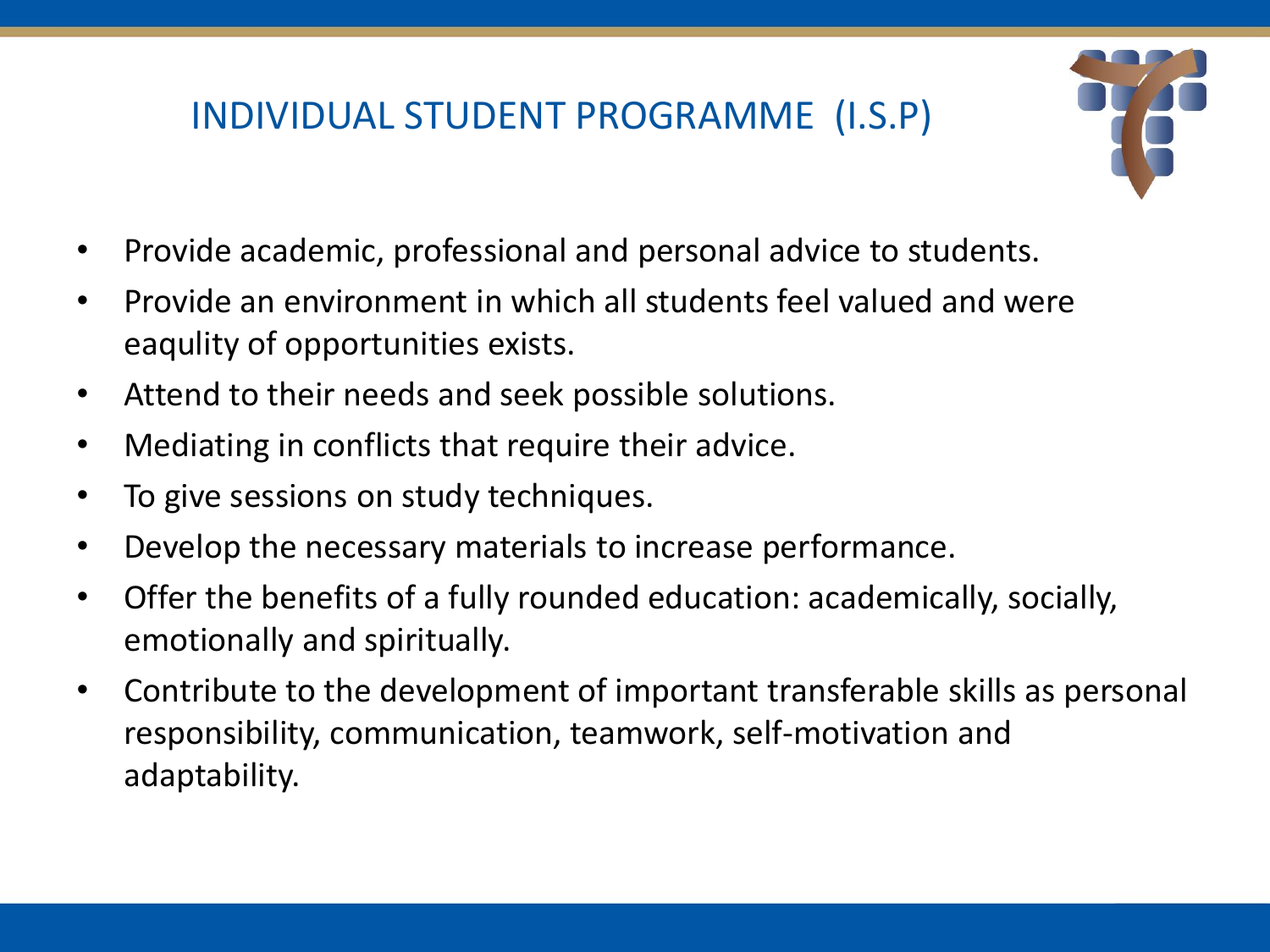# INDIVIDUAL STUDENT PROGRAMME (I.S.P)

- Provide academic, professional and personal advice to students.
- Provide an environment in which all students feel valued and were eaqulity of opportunities exists.
- Attend to their needs and seek possible solutions.
- Mediating in conflicts that require their advice.
- To give sessions on study techniques.
- Develop the necessary materials to increase performance.
- Offer the benefits of a fully rounded education: academically, socially, emotionally and spiritually.
- Contribute to the development of important transferable skills as personal responsibility, communication, teamwork, self-motivation and adaptability.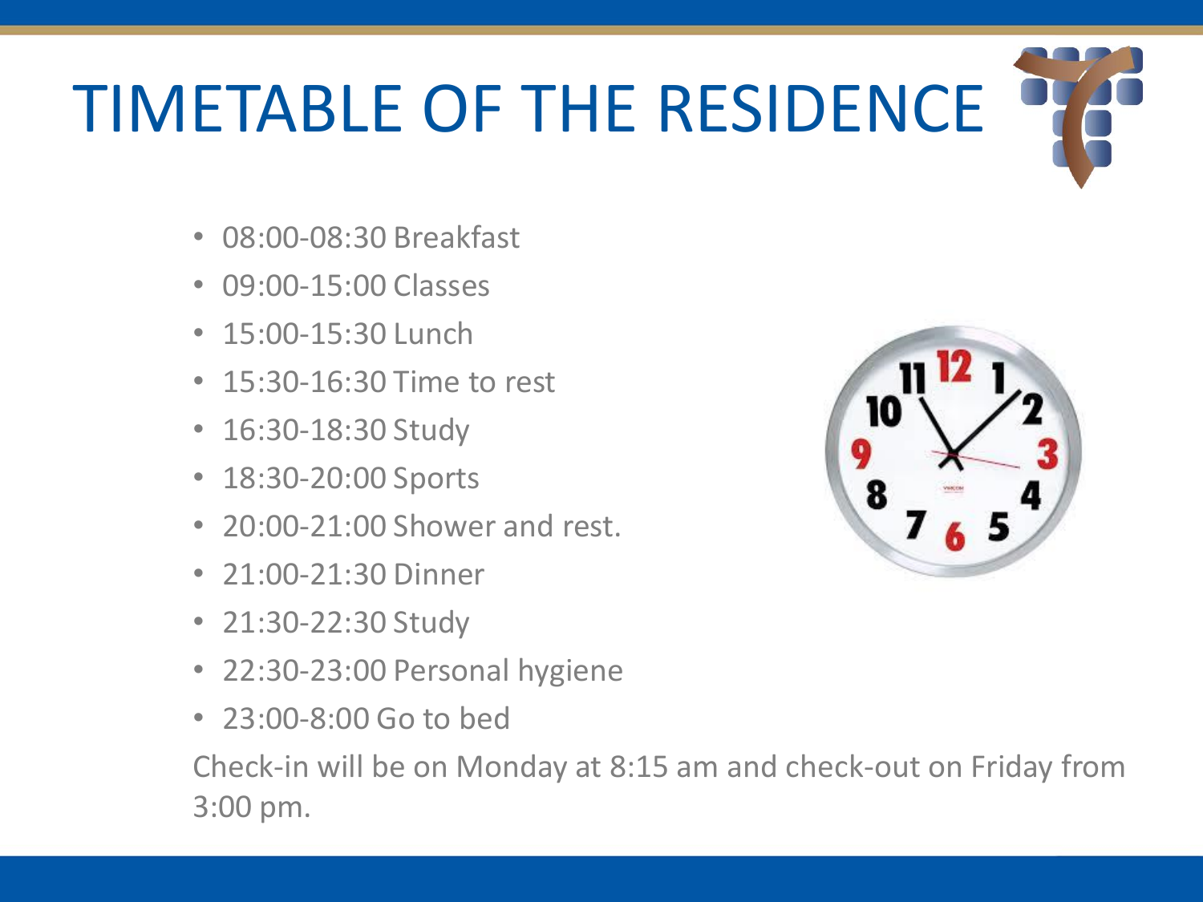# TIMETABLE OF THE RESIDENCE

- 08:00-08:30 Breakfast
- 09:00-15:00 Classes
- 15:00-15:30 Lunch
- 15:30-16:30 Time to rest
- 16:30-18:30 Study
- 18:30-20:00 Sports
- 20:00-21:00 Shower and rest.
- 21:00-21:30 Dinner
- 21:30-22:30 Study
- 22:30-23:00 Personal hygiene
- 23:00-8:00 Go to bed

Check-in will be on Monday at 8:15 am and check-out on Friday from 3:00 pm.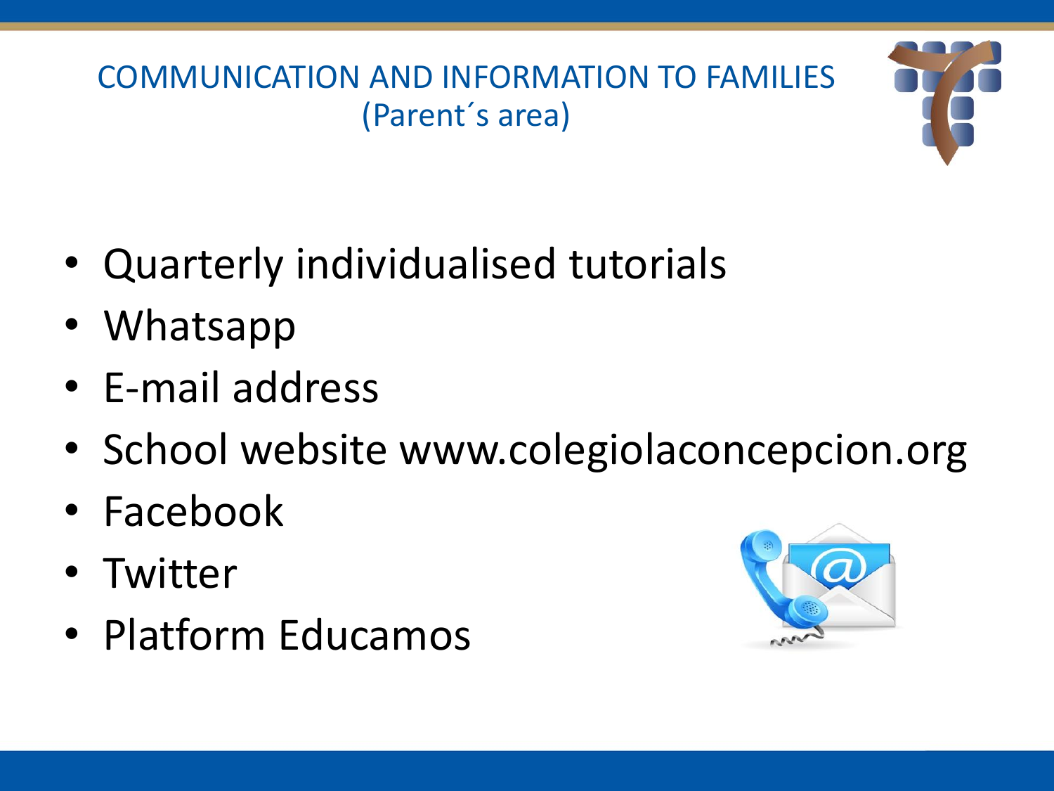# COMMUNICATION AND INFORMATION TO FAMILIES (Parent´s area)

- Quarterly individualised tutorials
- Whatsapp
- E-mail address
- School website www.colegiolaconcepcion.org
- Facebook
- Twitter
- Platform Educamos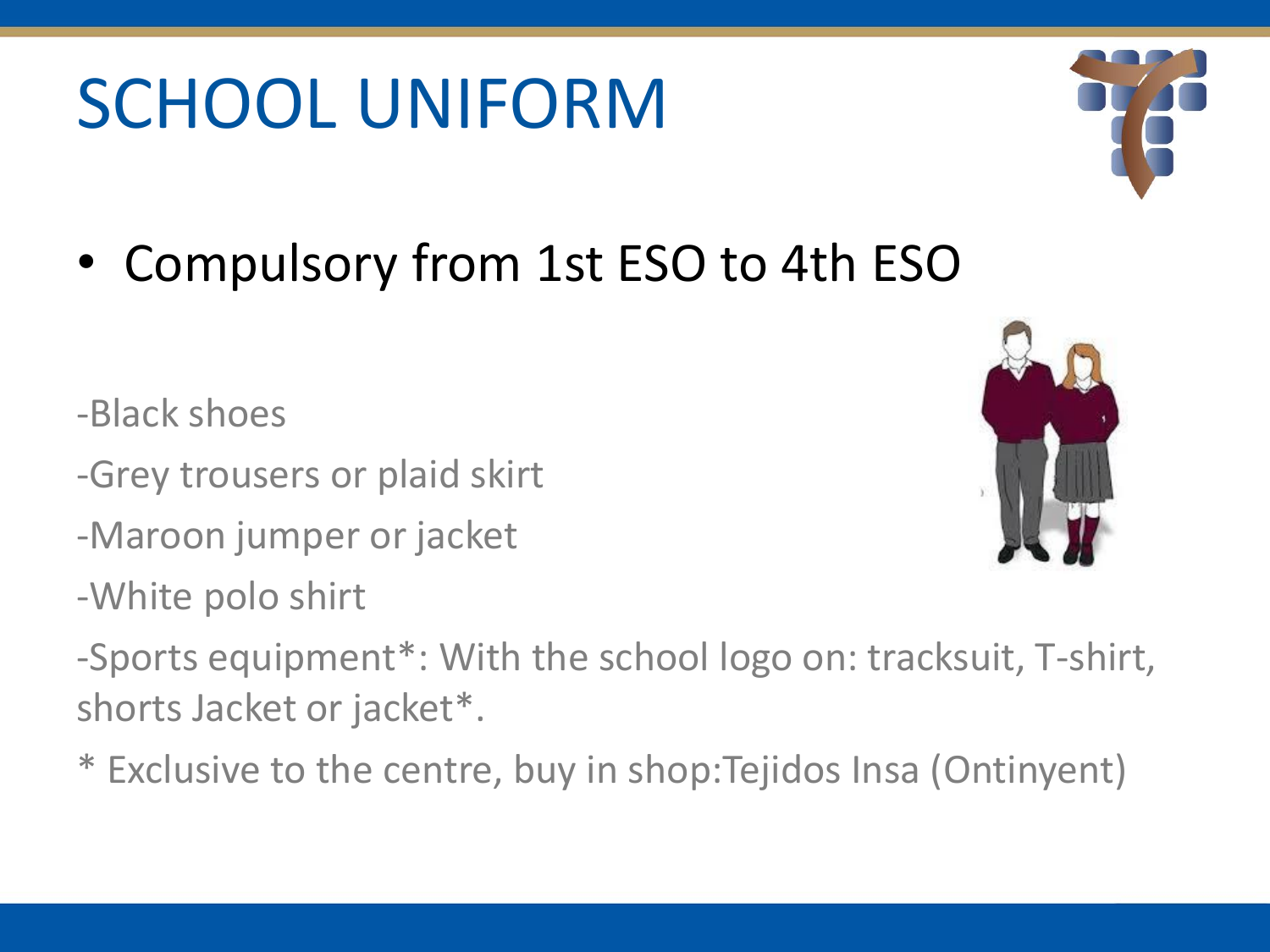# SCHOOL UNIFORM

- Compulsory from 1st ESO to 4th ESO

-Black shoes

-Grey trousers or plaid skirt

-Maroon jumper or jacket

-White polo shirt

-Sports equipment*: With the school logo on: tracksuit, T-shirt, shorts Jacket or jacket*.

* Exclusive to the centre, buy in shop:Tejidos Insa (Ontinyent)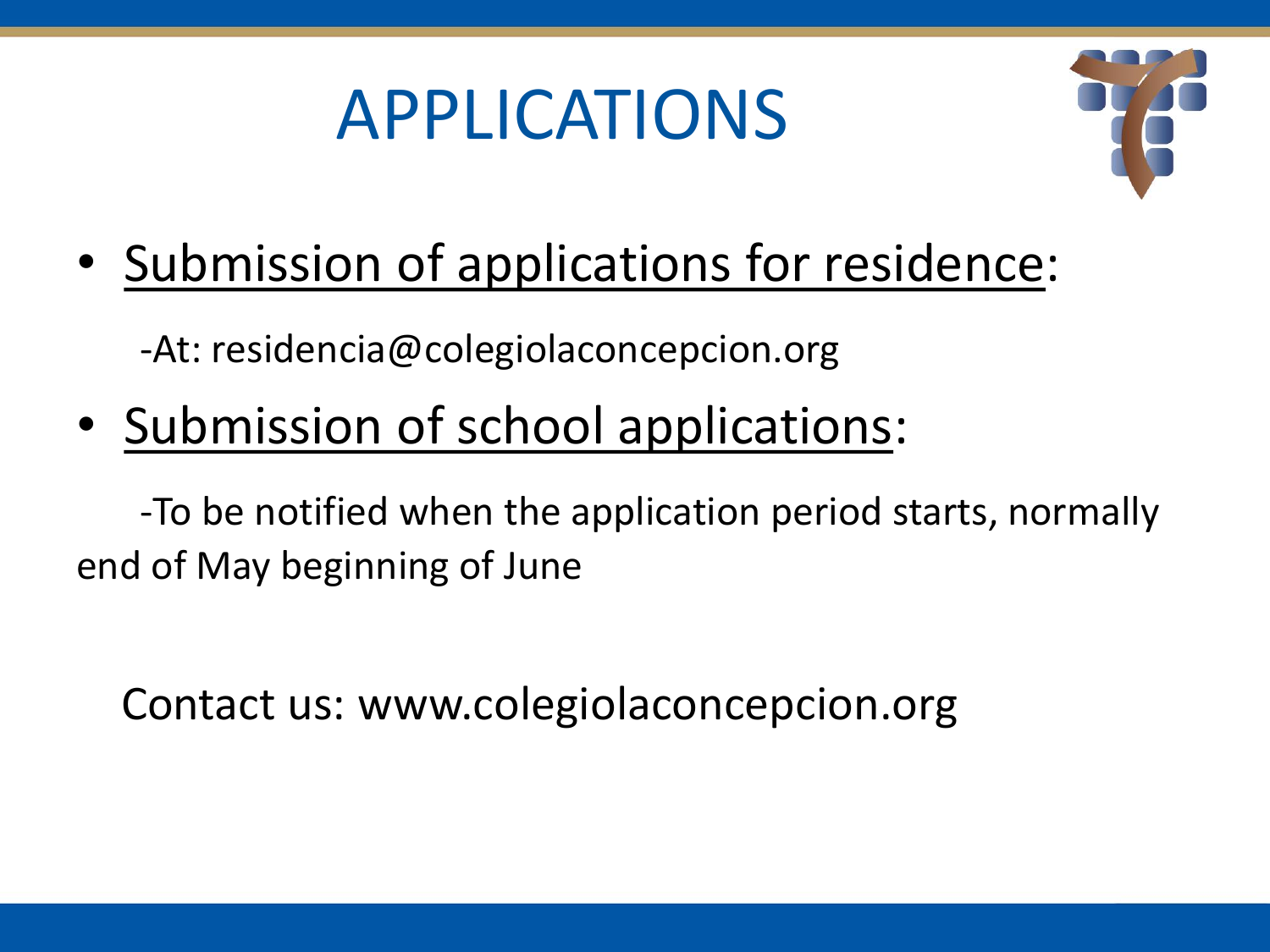# APPLICATIONS

- Submission of applications for residence:

  -At: residencia@colegiolaconcepcion.org

- Submission of school applications:

  -To be notified when the application period starts, normally end of May beginning of June

Contact us: www.colegiolaconcepcion.org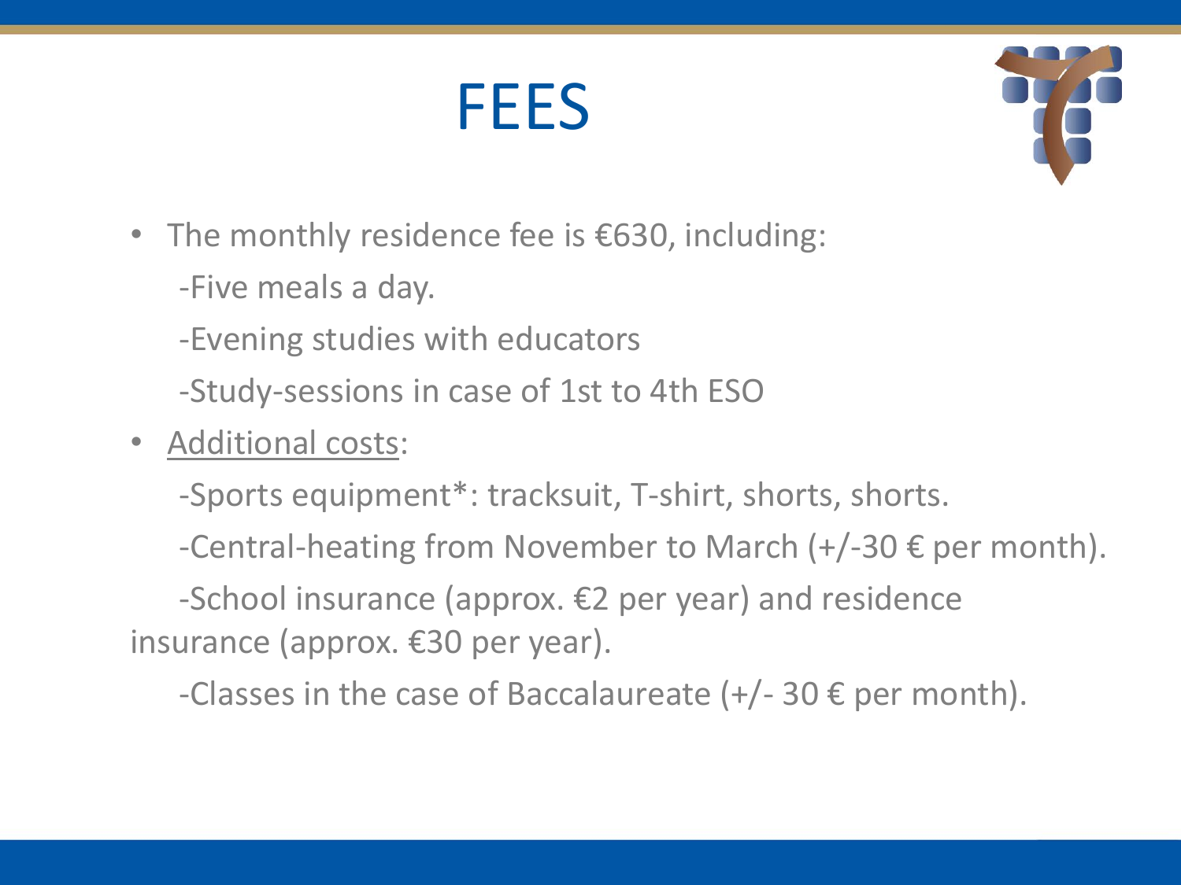# FEES

- The monthly residence fee is €630, including:

  -Five meals a day.

  -Evening studies with educators

  -Study-sessions in case of 1st to 4th ESO

- Additional costs:

  -Sports equipment*: tracksuit, T-shirt, shorts, shorts.

  -Central-heating from November to March (+/-30 € per month).

  -School insurance (approx. €2 per year) and residence insurance (approx. €30 per year).

  -Classes in the case of Baccalaureate (+/- 30 € per month).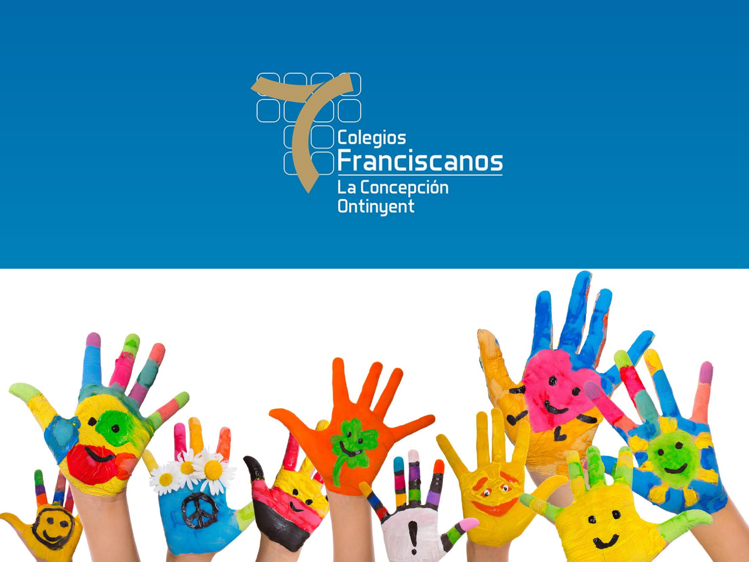Colegios
Franciscanos
La Concepción
Ontinyent